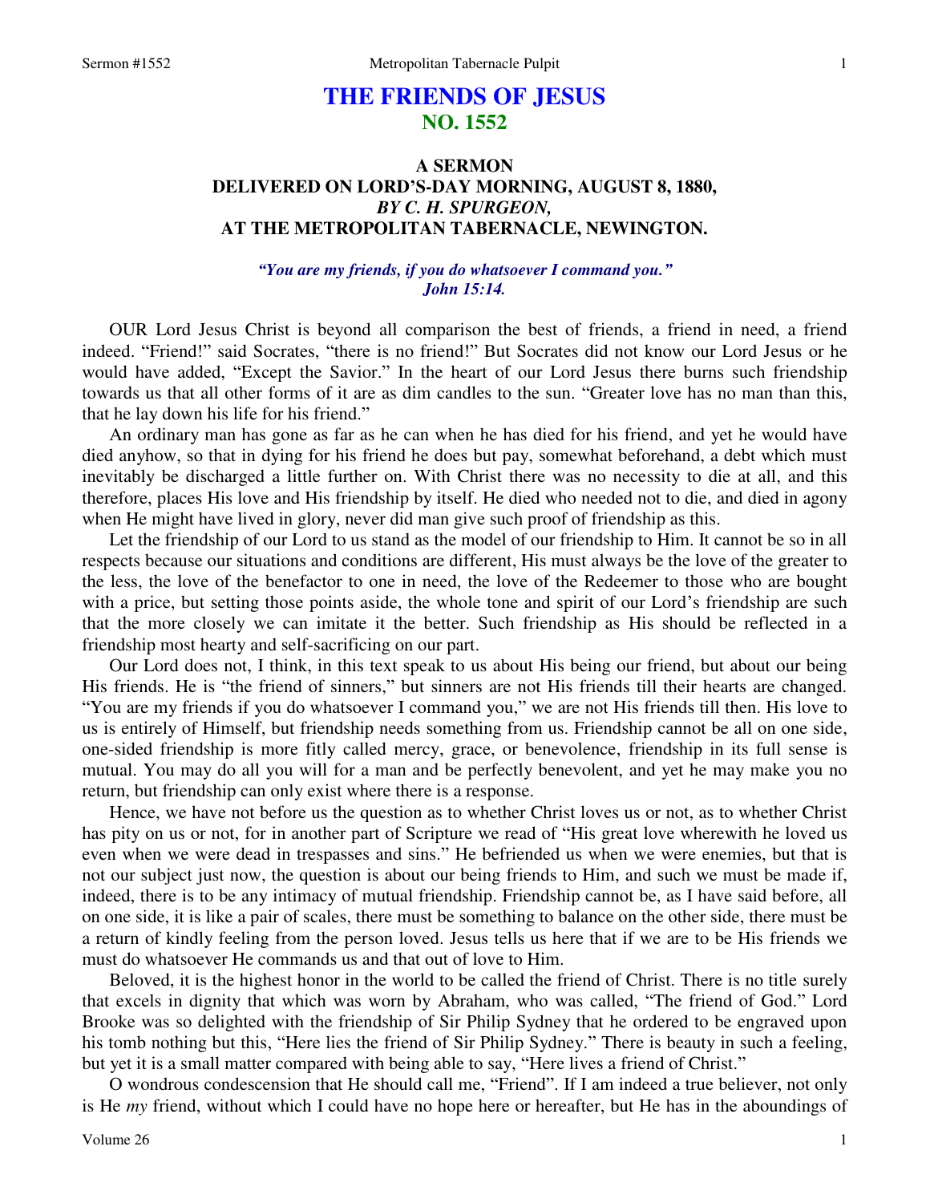# THE FRIENDS OF JESUS
## NO. 1552

### A SERMON
### DELIVERED ON LORD'S-DAY MORNING, AUGUST 8, 1880,
### *BY C. H. SPURGEON,*
### AT THE METROPOLITAN TABERNACLE, NEWINGTON.

*"You are my friends, if you do whatsoever I command you."*
*John 15:14.*

OUR Lord Jesus Christ is beyond all comparison the best of friends, a friend in need, a friend indeed. "Friend!" said Socrates, "there is no friend!" But Socrates did not know our Lord Jesus or he would have added, "Except the Savior." In the heart of our Lord Jesus there burns such friendship towards us that all other forms of it are as dim candles to the sun. "Greater love has no man than this, that he lay down his life for his friend."

An ordinary man has gone as far as he can when he has died for his friend, and yet he would have died anyhow, so that in dying for his friend he does but pay, somewhat beforehand, a debt which must inevitably be discharged a little further on. With Christ there was no necessity to die at all, and this therefore, places His love and His friendship by itself. He died who needed not to die, and died in agony when He might have lived in glory, never did man give such proof of friendship as this.

Let the friendship of our Lord to us stand as the model of our friendship to Him. It cannot be so in all respects because our situations and conditions are different, His must always be the love of the greater to the less, the love of the benefactor to one in need, the love of the Redeemer to those who are bought with a price, but setting those points aside, the whole tone and spirit of our Lord's friendship are such that the more closely we can imitate it the better. Such friendship as His should be reflected in a friendship most hearty and self-sacrificing on our part.

Our Lord does not, I think, in this text speak to us about His being our friend, but about our being His friends. He is "the friend of sinners," but sinners are not His friends till their hearts are changed. "You are my friends if you do whatsoever I command you," we are not His friends till then. His love to us is entirely of Himself, but friendship needs something from us. Friendship cannot be all on one side, one-sided friendship is more fitly called mercy, grace, or benevolence, friendship in its full sense is mutual. You may do all you will for a man and be perfectly benevolent, and yet he may make you no return, but friendship can only exist where there is a response.

Hence, we have not before us the question as to whether Christ loves us or not, as to whether Christ has pity on us or not, for in another part of Scripture we read of "His great love wherewith he loved us even when we were dead in trespasses and sins." He befriended us when we were enemies, but that is not our subject just now, the question is about our being friends to Him, and such we must be made if, indeed, there is to be any intimacy of mutual friendship. Friendship cannot be, as I have said before, all on one side, it is like a pair of scales, there must be something to balance on the other side, there must be a return of kindly feeling from the person loved. Jesus tells us here that if we are to be His friends we must do whatsoever He commands us and that out of love to Him.

Beloved, it is the highest honor in the world to be called the friend of Christ. There is no title surely that excels in dignity that which was worn by Abraham, who was called, "The friend of God." Lord Brooke was so delighted with the friendship of Sir Philip Sydney that he ordered to be engraved upon his tomb nothing but this, "Here lies the friend of Sir Philip Sydney." There is beauty in such a feeling, but yet it is a small matter compared with being able to say, "Here lives a friend of Christ."

O wondrous condescension that He should call me, "Friend". If I am indeed a true believer, not only is He *my* friend, without which I could have no hope here or hereafter, but He has in the aboundings of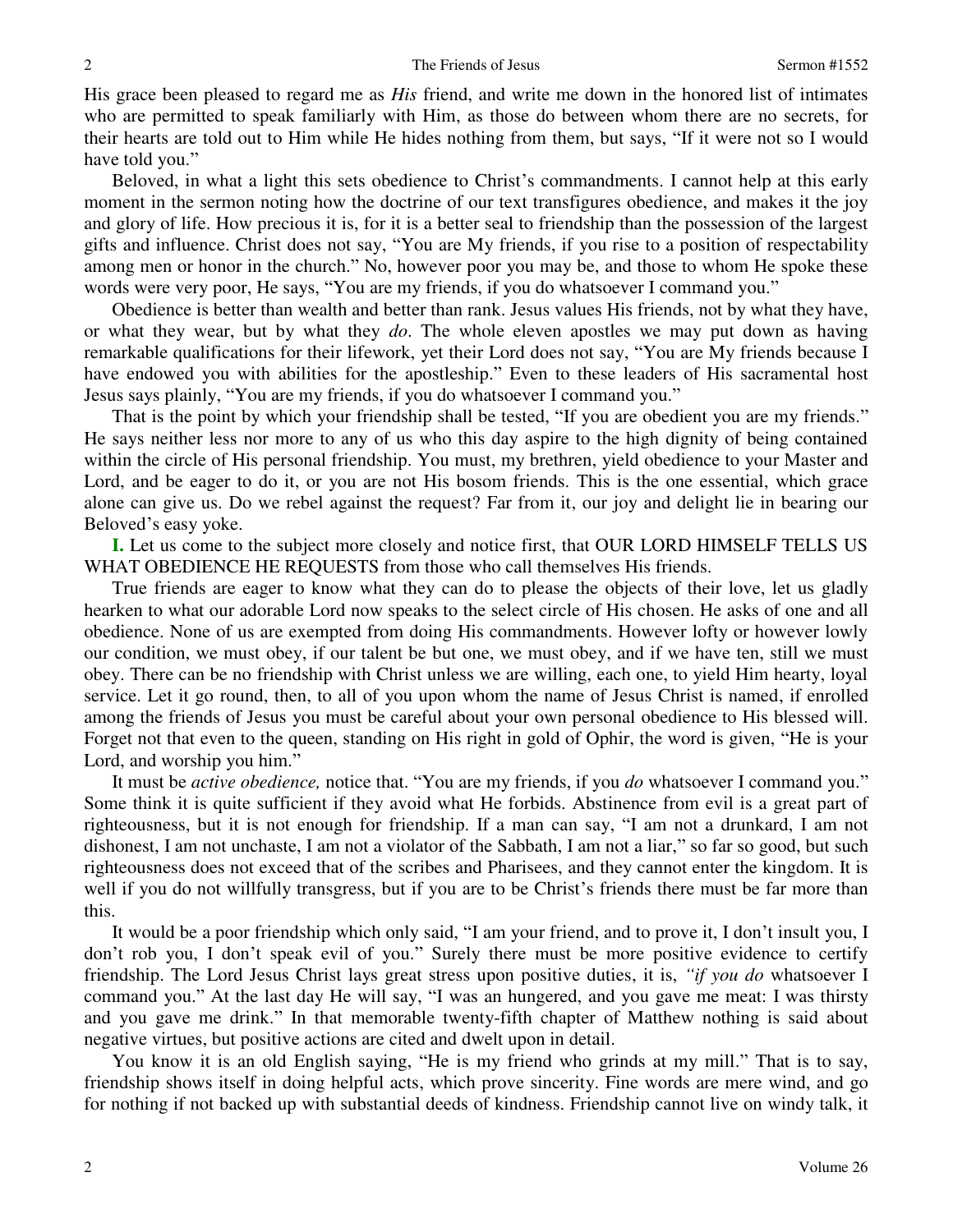His grace been pleased to regard me as *His* friend, and write me down in the honored list of intimates who are permitted to speak familiarly with Him, as those do between whom there are no secrets, for their hearts are told out to Him while He hides nothing from them, but says, "If it were not so I would have told you."

Beloved, in what a light this sets obedience to Christ's commandments. I cannot help at this early moment in the sermon noting how the doctrine of our text transfigures obedience, and makes it the joy and glory of life. How precious it is, for it is a better seal to friendship than the possession of the largest gifts and influence. Christ does not say, "You are My friends, if you rise to a position of respectability among men or honor in the church." No, however poor you may be, and those to whom He spoke these words were very poor, He says, "You are my friends, if you do whatsoever I command you."

Obedience is better than wealth and better than rank. Jesus values His friends, not by what they have, or what they wear, but by what they *do*. The whole eleven apostles we may put down as having remarkable qualifications for their lifework, yet their Lord does not say, "You are My friends because I have endowed you with abilities for the apostleship." Even to these leaders of His sacramental host Jesus says plainly, "You are my friends, if you do whatsoever I command you."

That is the point by which your friendship shall be tested, "If you are obedient you are my friends." He says neither less nor more to any of us who this day aspire to the high dignity of being contained within the circle of His personal friendship. You must, my brethren, yield obedience to your Master and Lord, and be eager to do it, or you are not His bosom friends. This is the one essential, which grace alone can give us. Do we rebel against the request? Far from it, our joy and delight lie in bearing our Beloved's easy yoke.

**I.** Let us come to the subject more closely and notice first, that OUR LORD HIMSELF TELLS US WHAT OBEDIENCE HE REQUESTS from those who call themselves His friends.

True friends are eager to know what they can do to please the objects of their love, let us gladly hearken to what our adorable Lord now speaks to the select circle of His chosen. He asks of one and all obedience. None of us are exempted from doing His commandments. However lofty or however lowly our condition, we must obey, if our talent be but one, we must obey, and if we have ten, still we must obey. There can be no friendship with Christ unless we are willing, each one, to yield Him hearty, loyal service. Let it go round, then, to all of you upon whom the name of Jesus Christ is named, if enrolled among the friends of Jesus you must be careful about your own personal obedience to His blessed will. Forget not that even to the queen, standing on His right in gold of Ophir, the word is given, "He is your Lord, and worship you him."

It must be *active obedience,* notice that. "You are my friends, if you *do* whatsoever I command you." Some think it is quite sufficient if they avoid what He forbids. Abstinence from evil is a great part of righteousness, but it is not enough for friendship. If a man can say, "I am not a drunkard, I am not dishonest, I am not unchaste, I am not a violator of the Sabbath, I am not a liar," so far so good, but such righteousness does not exceed that of the scribes and Pharisees, and they cannot enter the kingdom. It is well if you do not willfully transgress, but if you are to be Christ's friends there must be far more than this.

It would be a poor friendship which only said, "I am your friend, and to prove it, I don't insult you, I don't rob you, I don't speak evil of you." Surely there must be more positive evidence to certify friendship. The Lord Jesus Christ lays great stress upon positive duties, it is, *"if you do* whatsoever I command you." At the last day He will say, "I was an hungered, and you gave me meat: I was thirsty and you gave me drink." In that memorable twenty-fifth chapter of Matthew nothing is said about negative virtues, but positive actions are cited and dwelt upon in detail.

You know it is an old English saying, "He is my friend who grinds at my mill." That is to say, friendship shows itself in doing helpful acts, which prove sincerity. Fine words are mere wind, and go for nothing if not backed up with substantial deeds of kindness. Friendship cannot live on windy talk, it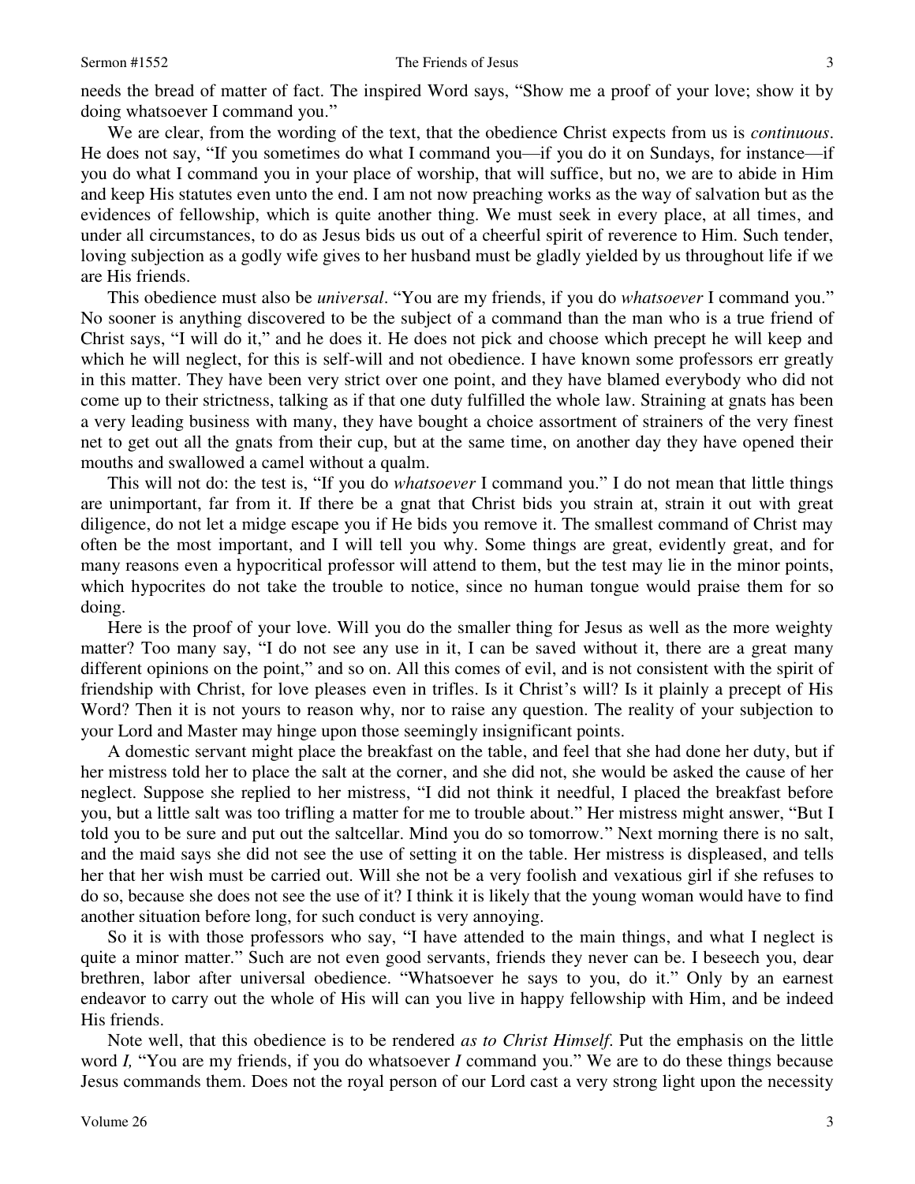needs the bread of matter of fact. The inspired Word says, "Show me a proof of your love; show it by doing whatsoever I command you."

We are clear, from the wording of the text, that the obedience Christ expects from us is *continuous*. He does not say, "If you sometimes do what I command you—if you do it on Sundays, for instance—if you do what I command you in your place of worship, that will suffice, but no, we are to abide in Him and keep His statutes even unto the end. I am not now preaching works as the way of salvation but as the evidences of fellowship, which is quite another thing. We must seek in every place, at all times, and under all circumstances, to do as Jesus bids us out of a cheerful spirit of reverence to Him. Such tender, loving subjection as a godly wife gives to her husband must be gladly yielded by us throughout life if we are His friends.

This obedience must also be *universal*. "You are my friends, if you do *whatsoever* I command you." No sooner is anything discovered to be the subject of a command than the man who is a true friend of Christ says, "I will do it," and he does it. He does not pick and choose which precept he will keep and which he will neglect, for this is self-will and not obedience. I have known some professors err greatly in this matter. They have been very strict over one point, and they have blamed everybody who did not come up to their strictness, talking as if that one duty fulfilled the whole law. Straining at gnats has been a very leading business with many, they have bought a choice assortment of strainers of the very finest net to get out all the gnats from their cup, but at the same time, on another day they have opened their mouths and swallowed a camel without a qualm.

This will not do: the test is, "If you do *whatsoever* I command you." I do not mean that little things are unimportant, far from it. If there be a gnat that Christ bids you strain at, strain it out with great diligence, do not let a midge escape you if He bids you remove it. The smallest command of Christ may often be the most important, and I will tell you why. Some things are great, evidently great, and for many reasons even a hypocritical professor will attend to them, but the test may lie in the minor points, which hypocrites do not take the trouble to notice, since no human tongue would praise them for so doing.

Here is the proof of your love. Will you do the smaller thing for Jesus as well as the more weighty matter? Too many say, "I do not see any use in it, I can be saved without it, there are a great many different opinions on the point," and so on. All this comes of evil, and is not consistent with the spirit of friendship with Christ, for love pleases even in trifles. Is it Christ's will? Is it plainly a precept of His Word? Then it is not yours to reason why, nor to raise any question. The reality of your subjection to your Lord and Master may hinge upon those seemingly insignificant points.

A domestic servant might place the breakfast on the table, and feel that she had done her duty, but if her mistress told her to place the salt at the corner, and she did not, she would be asked the cause of her neglect. Suppose she replied to her mistress, "I did not think it needful, I placed the breakfast before you, but a little salt was too trifling a matter for me to trouble about." Her mistress might answer, "But I told you to be sure and put out the saltcellar. Mind you do so tomorrow." Next morning there is no salt, and the maid says she did not see the use of setting it on the table. Her mistress is displeased, and tells her that her wish must be carried out. Will she not be a very foolish and vexatious girl if she refuses to do so, because she does not see the use of it? I think it is likely that the young woman would have to find another situation before long, for such conduct is very annoying.

So it is with those professors who say, "I have attended to the main things, and what I neglect is quite a minor matter." Such are not even good servants, friends they never can be. I beseech you, dear brethren, labor after universal obedience. "Whatsoever he says to you, do it." Only by an earnest endeavor to carry out the whole of His will can you live in happy fellowship with Him, and be indeed His friends.

Note well, that this obedience is to be rendered *as to Christ Himself*. Put the emphasis on the little word *I,* "You are my friends, if you do whatsoever *I* command you." We are to do these things because Jesus commands them. Does not the royal person of our Lord cast a very strong light upon the necessity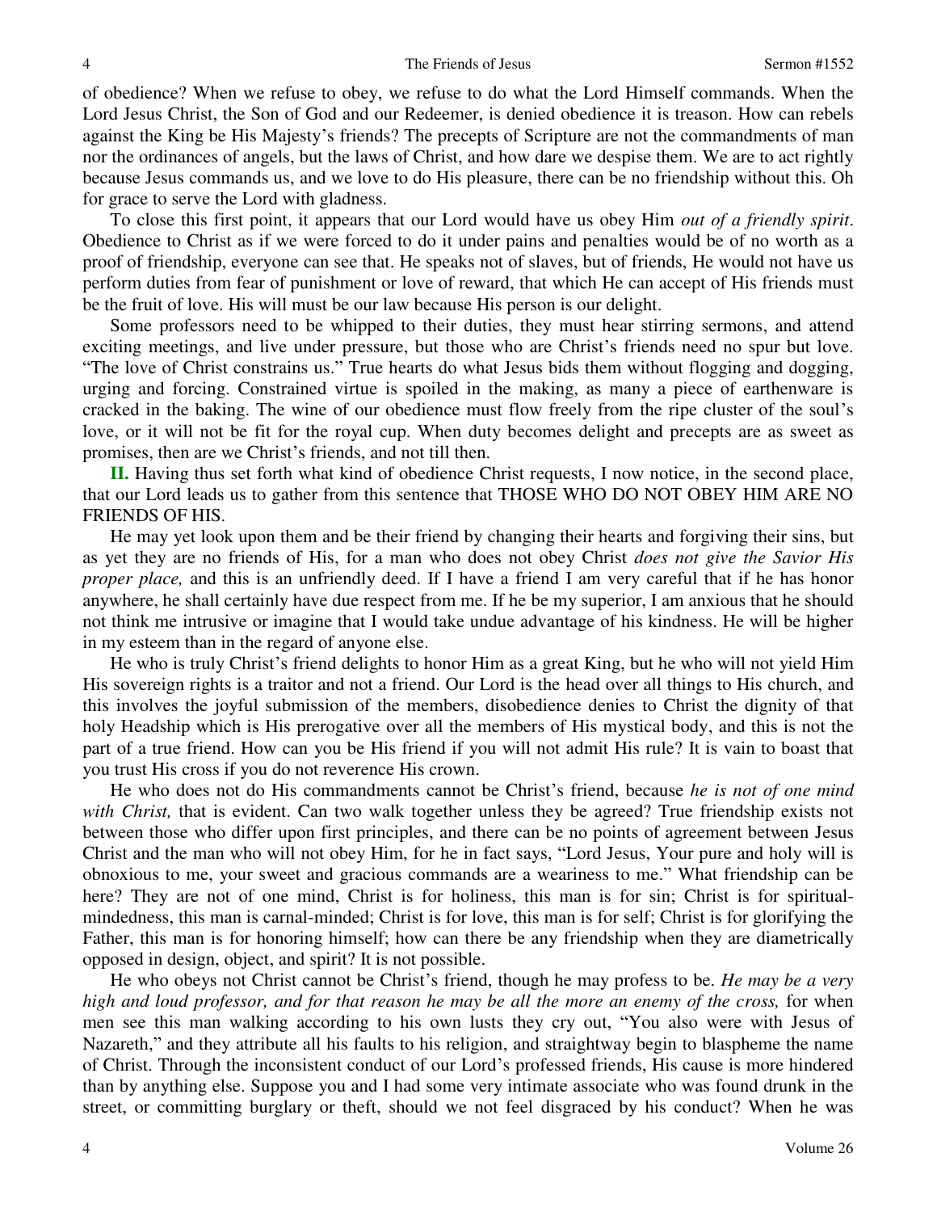of obedience? When we refuse to obey, we refuse to do what the Lord Himself commands. When the Lord Jesus Christ, the Son of God and our Redeemer, is denied obedience it is treason. How can rebels against the King be His Majesty's friends? The precepts of Scripture are not the commandments of man nor the ordinances of angels, but the laws of Christ, and how dare we despise them. We are to act rightly because Jesus commands us, and we love to do His pleasure, there can be no friendship without this. Oh for grace to serve the Lord with gladness.

To close this first point, it appears that our Lord would have us obey Him *out of a friendly spirit*. Obedience to Christ as if we were forced to do it under pains and penalties would be of no worth as a proof of friendship, everyone can see that. He speaks not of slaves, but of friends, He would not have us perform duties from fear of punishment or love of reward, that which He can accept of His friends must be the fruit of love. His will must be our law because His person is our delight.

Some professors need to be whipped to their duties, they must hear stirring sermons, and attend exciting meetings, and live under pressure, but those who are Christ's friends need no spur but love. "The love of Christ constrains us." True hearts do what Jesus bids them without flogging and dogging, urging and forcing. Constrained virtue is spoiled in the making, as many a piece of earthenware is cracked in the baking. The wine of our obedience must flow freely from the ripe cluster of the soul's love, or it will not be fit for the royal cup. When duty becomes delight and precepts are as sweet as promises, then are we Christ's friends, and not till then.

**II.** Having thus set forth what kind of obedience Christ requests, I now notice, in the second place, that our Lord leads us to gather from this sentence that THOSE WHO DO NOT OBEY HIM ARE NO FRIENDS OF HIS.

He may yet look upon them and be their friend by changing their hearts and forgiving their sins, but as yet they are no friends of His, for a man who does not obey Christ *does not give the Savior His proper place,* and this is an unfriendly deed. If I have a friend I am very careful that if he has honor anywhere, he shall certainly have due respect from me. If he be my superior, I am anxious that he should not think me intrusive or imagine that I would take undue advantage of his kindness. He will be higher in my esteem than in the regard of anyone else.

He who is truly Christ's friend delights to honor Him as a great King, but he who will not yield Him His sovereign rights is a traitor and not a friend. Our Lord is the head over all things to His church, and this involves the joyful submission of the members, disobedience denies to Christ the dignity of that holy Headship which is His prerogative over all the members of His mystical body, and this is not the part of a true friend. How can you be His friend if you will not admit His rule? It is vain to boast that you trust His cross if you do not reverence His crown.

He who does not do His commandments cannot be Christ's friend, because *he is not of one mind with Christ,* that is evident. Can two walk together unless they be agreed? True friendship exists not between those who differ upon first principles, and there can be no points of agreement between Jesus Christ and the man who will not obey Him, for he in fact says, "Lord Jesus, Your pure and holy will is obnoxious to me, your sweet and gracious commands are a weariness to me." What friendship can be here? They are not of one mind, Christ is for holiness, this man is for sin; Christ is for spiritual-mindedness, this man is carnal-minded; Christ is for love, this man is for self; Christ is for glorifying the Father, this man is for honoring himself; how can there be any friendship when they are diametrically opposed in design, object, and spirit? It is not possible.

He who obeys not Christ cannot be Christ's friend, though he may profess to be. *He may be a very high and loud professor, and for that reason he may be all the more an enemy of the cross,* for when men see this man walking according to his own lusts they cry out, "You also were with Jesus of Nazareth," and they attribute all his faults to his religion, and straightway begin to blaspheme the name of Christ. Through the inconsistent conduct of our Lord's professed friends, His cause is more hindered than by anything else. Suppose you and I had some very intimate associate who was found drunk in the street, or committing burglary or theft, should we not feel disgraced by his conduct? When he was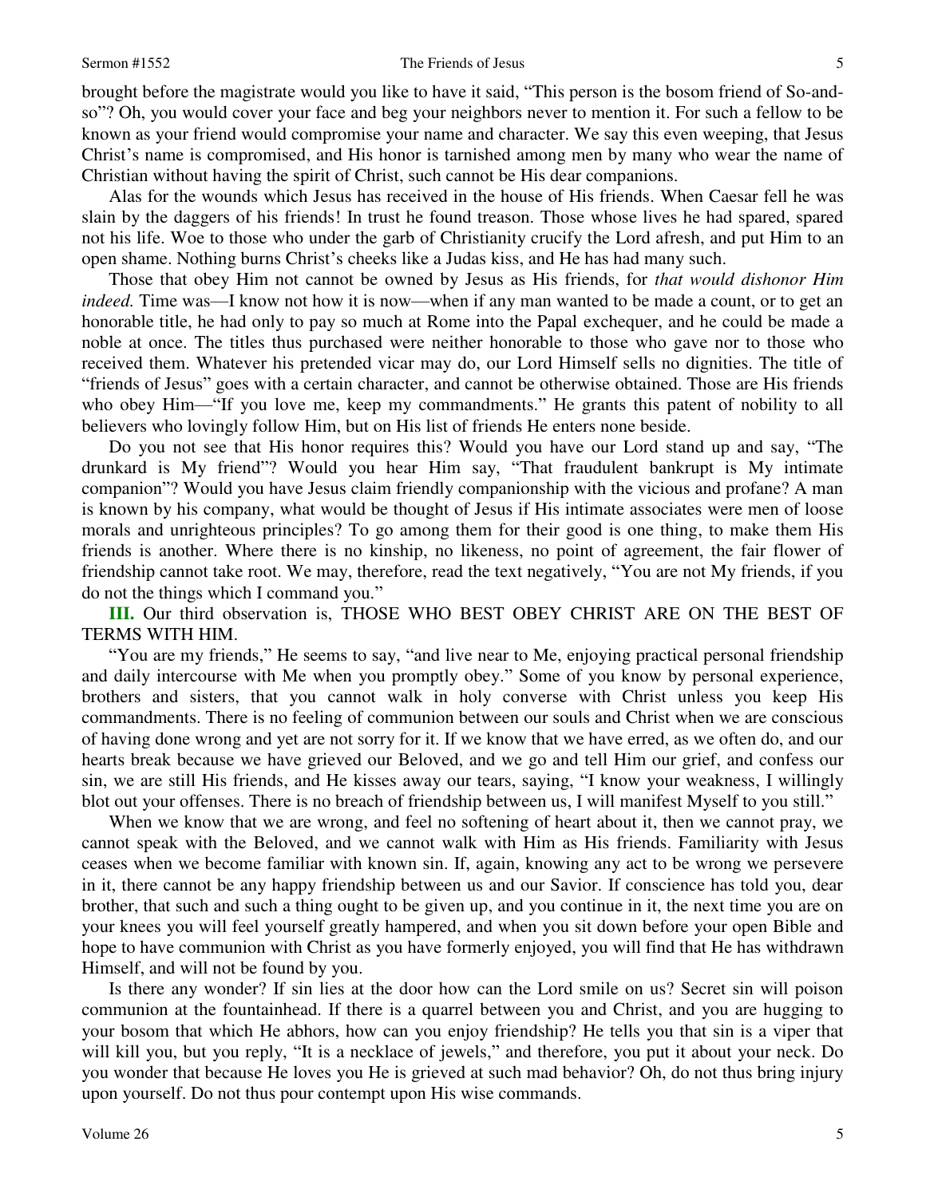brought before the magistrate would you like to have it said, "This person is the bosom friend of So-and-so"? Oh, you would cover your face and beg your neighbors never to mention it. For such a fellow to be known as your friend would compromise your name and character. We say this even weeping, that Jesus Christ's name is compromised, and His honor is tarnished among men by many who wear the name of Christian without having the spirit of Christ, such cannot be His dear companions.

Alas for the wounds which Jesus has received in the house of His friends. When Caesar fell he was slain by the daggers of his friends! In trust he found treason. Those whose lives he had spared, spared not his life. Woe to those who under the garb of Christianity crucify the Lord afresh, and put Him to an open shame. Nothing burns Christ's cheeks like a Judas kiss, and He has had many such.

Those that obey Him not cannot be owned by Jesus as His friends, for *that would dishonor Him indeed.* Time was—I know not how it is now—when if any man wanted to be made a count, or to get an honorable title, he had only to pay so much at Rome into the Papal exchequer, and he could be made a noble at once. The titles thus purchased were neither honorable to those who gave nor to those who received them. Whatever his pretended vicar may do, our Lord Himself sells no dignities. The title of "friends of Jesus" goes with a certain character, and cannot be otherwise obtained. Those are His friends who obey Him—"If you love me, keep my commandments." He grants this patent of nobility to all believers who lovingly follow Him, but on His list of friends He enters none beside.

Do you not see that His honor requires this? Would you have our Lord stand up and say, "The drunkard is My friend"? Would you hear Him say, "That fraudulent bankrupt is My intimate companion"? Would you have Jesus claim friendly companionship with the vicious and profane? A man is known by his company, what would be thought of Jesus if His intimate associates were men of loose morals and unrighteous principles? To go among them for their good is one thing, to make them His friends is another. Where there is no kinship, no likeness, no point of agreement, the fair flower of friendship cannot take root. We may, therefore, read the text negatively, "You are not My friends, if you do not the things which I command you."

**III.** Our third observation is, THOSE WHO BEST OBEY CHRIST ARE ON THE BEST OF TERMS WITH HIM.

"You are my friends," He seems to say, "and live near to Me, enjoying practical personal friendship and daily intercourse with Me when you promptly obey." Some of you know by personal experience, brothers and sisters, that you cannot walk in holy converse with Christ unless you keep His commandments. There is no feeling of communion between our souls and Christ when we are conscious of having done wrong and yet are not sorry for it. If we know that we have erred, as we often do, and our hearts break because we have grieved our Beloved, and we go and tell Him our grief, and confess our sin, we are still His friends, and He kisses away our tears, saying, "I know your weakness, I willingly blot out your offenses. There is no breach of friendship between us, I will manifest Myself to you still."

When we know that we are wrong, and feel no softening of heart about it, then we cannot pray, we cannot speak with the Beloved, and we cannot walk with Him as His friends. Familiarity with Jesus ceases when we become familiar with known sin. If, again, knowing any act to be wrong we persevere in it, there cannot be any happy friendship between us and our Savior. If conscience has told you, dear brother, that such and such a thing ought to be given up, and you continue in it, the next time you are on your knees you will feel yourself greatly hampered, and when you sit down before your open Bible and hope to have communion with Christ as you have formerly enjoyed, you will find that He has withdrawn Himself, and will not be found by you.

Is there any wonder? If sin lies at the door how can the Lord smile on us? Secret sin will poison communion at the fountainhead. If there is a quarrel between you and Christ, and you are hugging to your bosom that which He abhors, how can you enjoy friendship? He tells you that sin is a viper that will kill you, but you reply, "It is a necklace of jewels," and therefore, you put it about your neck. Do you wonder that because He loves you He is grieved at such mad behavior? Oh, do not thus bring injury upon yourself. Do not thus pour contempt upon His wise commands.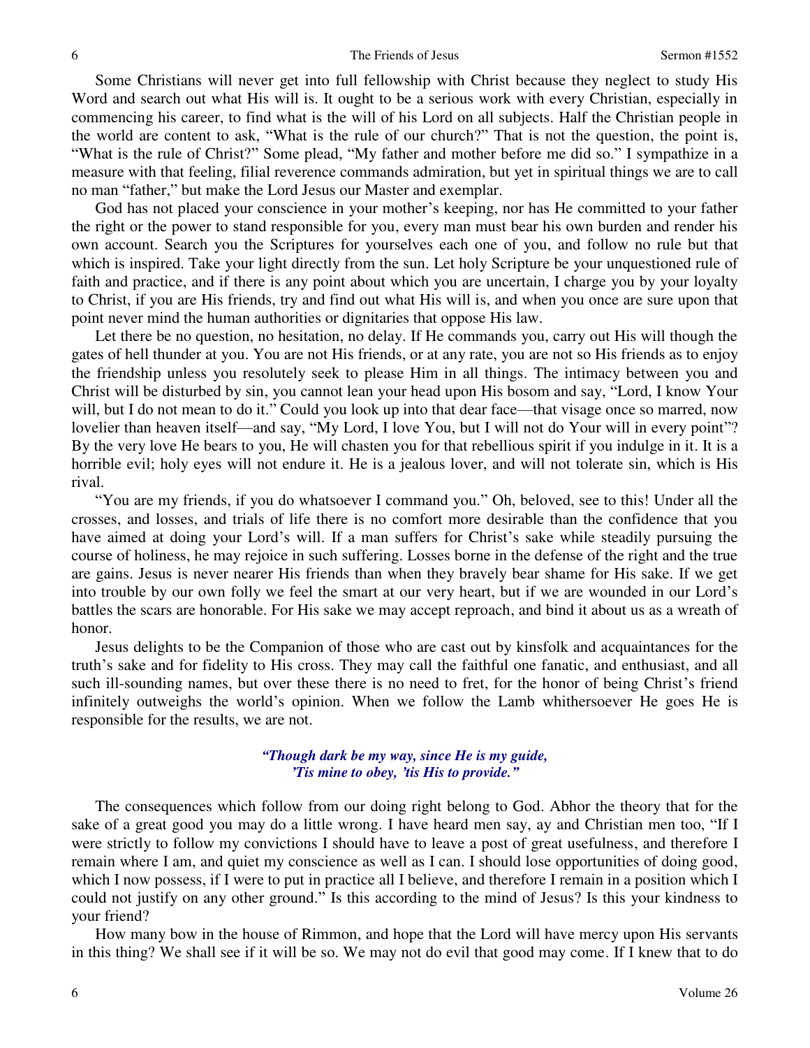Some Christians will never get into full fellowship with Christ because they neglect to study His Word and search out what His will is. It ought to be a serious work with every Christian, especially in commencing his career, to find what is the will of his Lord on all subjects. Half the Christian people in the world are content to ask, "What is the rule of our church?" That is not the question, the point is, "What is the rule of Christ?" Some plead, "My father and mother before me did so." I sympathize in a measure with that feeling, filial reverence commands admiration, but yet in spiritual things we are to call no man "father," but make the Lord Jesus our Master and exemplar.

God has not placed your conscience in your mother's keeping, nor has He committed to your father the right or the power to stand responsible for you, every man must bear his own burden and render his own account. Search you the Scriptures for yourselves each one of you, and follow no rule but that which is inspired. Take your light directly from the sun. Let holy Scripture be your unquestioned rule of faith and practice, and if there is any point about which you are uncertain, I charge you by your loyalty to Christ, if you are His friends, try and find out what His will is, and when you once are sure upon that point never mind the human authorities or dignitaries that oppose His law.

Let there be no question, no hesitation, no delay. If He commands you, carry out His will though the gates of hell thunder at you. You are not His friends, or at any rate, you are not so His friends as to enjoy the friendship unless you resolutely seek to please Him in all things. The intimacy between you and Christ will be disturbed by sin, you cannot lean your head upon His bosom and say, "Lord, I know Your will, but I do not mean to do it." Could you look up into that dear face—that visage once so marred, now lovelier than heaven itself—and say, "My Lord, I love You, but I will not do Your will in every point"? By the very love He bears to you, He will chasten you for that rebellious spirit if you indulge in it. It is a horrible evil; holy eyes will not endure it. He is a jealous lover, and will not tolerate sin, which is His rival.

"You are my friends, if you do whatsoever I command you." Oh, beloved, see to this! Under all the crosses, and losses, and trials of life there is no comfort more desirable than the confidence that you have aimed at doing your Lord's will. If a man suffers for Christ's sake while steadily pursuing the course of holiness, he may rejoice in such suffering. Losses borne in the defense of the right and the true are gains. Jesus is never nearer His friends than when they bravely bear shame for His sake. If we get into trouble by our own folly we feel the smart at our very heart, but if we are wounded in our Lord's battles the scars are honorable. For His sake we may accept reproach, and bind it about us as a wreath of honor.

Jesus delights to be the Companion of those who are cast out by kinsfolk and acquaintances for the truth's sake and for fidelity to His cross. They may call the faithful one fanatic, and enthusiast, and all such ill-sounding names, but over these there is no need to fret, for the honor of being Christ's friend infinitely outweighs the world's opinion. When we follow the Lamb whithersoever He goes He is responsible for the results, we are not.

> ***"Though dark be my way, since He is my guide,***
> ***'Tis mine to obey, 'tis His to provide."***

The consequences which follow from our doing right belong to God. Abhor the theory that for the sake of a great good you may do a little wrong. I have heard men say, ay and Christian men too, "If I were strictly to follow my convictions I should have to leave a post of great usefulness, and therefore I remain where I am, and quiet my conscience as well as I can. I should lose opportunities of doing good, which I now possess, if I were to put in practice all I believe, and therefore I remain in a position which I could not justify on any other ground." Is this according to the mind of Jesus? Is this your kindness to your friend?

How many bow in the house of Rimmon, and hope that the Lord will have mercy upon His servants in this thing? We shall see if it will be so. We may not do evil that good may come. If I knew that to do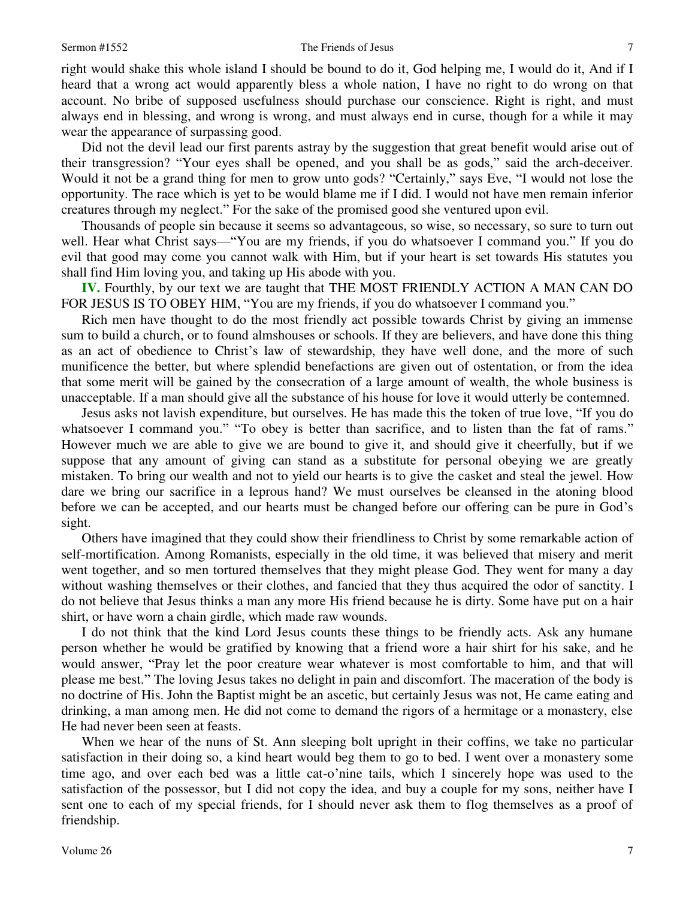right would shake this whole island I should be bound to do it, God helping me, I would do it, And if I heard that a wrong act would apparently bless a whole nation, I have no right to do wrong on that account. No bribe of supposed usefulness should purchase our conscience. Right is right, and must always end in blessing, and wrong is wrong, and must always end in curse, though for a while it may wear the appearance of surpassing good.

Did not the devil lead our first parents astray by the suggestion that great benefit would arise out of their transgression? "Your eyes shall be opened, and you shall be as gods," said the arch-deceiver. Would it not be a grand thing for men to grow unto gods? "Certainly," says Eve, "I would not lose the opportunity. The race which is yet to be would blame me if I did. I would not have men remain inferior creatures through my neglect." For the sake of the promised good she ventured upon evil.

Thousands of people sin because it seems so advantageous, so wise, so necessary, so sure to turn out well. Hear what Christ says—"You are my friends, if you do whatsoever I command you." If you do evil that good may come you cannot walk with Him, but if your heart is set towards His statutes you shall find Him loving you, and taking up His abode with you.

**IV.** Fourthly, by our text we are taught that THE MOST FRIENDLY ACTION A MAN CAN DO FOR JESUS IS TO OBEY HIM, "You are my friends, if you do whatsoever I command you."

Rich men have thought to do the most friendly act possible towards Christ by giving an immense sum to build a church, or to found almshouses or schools. If they are believers, and have done this thing as an act of obedience to Christ's law of stewardship, they have well done, and the more of such munificence the better, but where splendid benefactions are given out of ostentation, or from the idea that some merit will be gained by the consecration of a large amount of wealth, the whole business is unacceptable. If a man should give all the substance of his house for love it would utterly be contemned.

Jesus asks not lavish expenditure, but ourselves. He has made this the token of true love, "If you do whatsoever I command you." "To obey is better than sacrifice, and to listen than the fat of rams." However much we are able to give we are bound to give it, and should give it cheerfully, but if we suppose that any amount of giving can stand as a substitute for personal obeying we are greatly mistaken. To bring our wealth and not to yield our hearts is to give the casket and steal the jewel. How dare we bring our sacrifice in a leprous hand? We must ourselves be cleansed in the atoning blood before we can be accepted, and our hearts must be changed before our offering can be pure in God's sight.

Others have imagined that they could show their friendliness to Christ by some remarkable action of self-mortification. Among Romanists, especially in the old time, it was believed that misery and merit went together, and so men tortured themselves that they might please God. They went for many a day without washing themselves or their clothes, and fancied that they thus acquired the odor of sanctity. I do not believe that Jesus thinks a man any more His friend because he is dirty. Some have put on a hair shirt, or have worn a chain girdle, which made raw wounds.

I do not think that the kind Lord Jesus counts these things to be friendly acts. Ask any humane person whether he would be gratified by knowing that a friend wore a hair shirt for his sake, and he would answer, "Pray let the poor creature wear whatever is most comfortable to him, and that will please me best." The loving Jesus takes no delight in pain and discomfort. The maceration of the body is no doctrine of His. John the Baptist might be an ascetic, but certainly Jesus was not, He came eating and drinking, a man among men. He did not come to demand the rigors of a hermitage or a monastery, else He had never been seen at feasts.

When we hear of the nuns of St. Ann sleeping bolt upright in their coffins, we take no particular satisfaction in their doing so, a kind heart would beg them to go to bed. I went over a monastery some time ago, and over each bed was a little cat-o'nine tails, which I sincerely hope was used to the satisfaction of the possessor, but I did not copy the idea, and buy a couple for my sons, neither have I sent one to each of my special friends, for I should never ask them to flog themselves as a proof of friendship.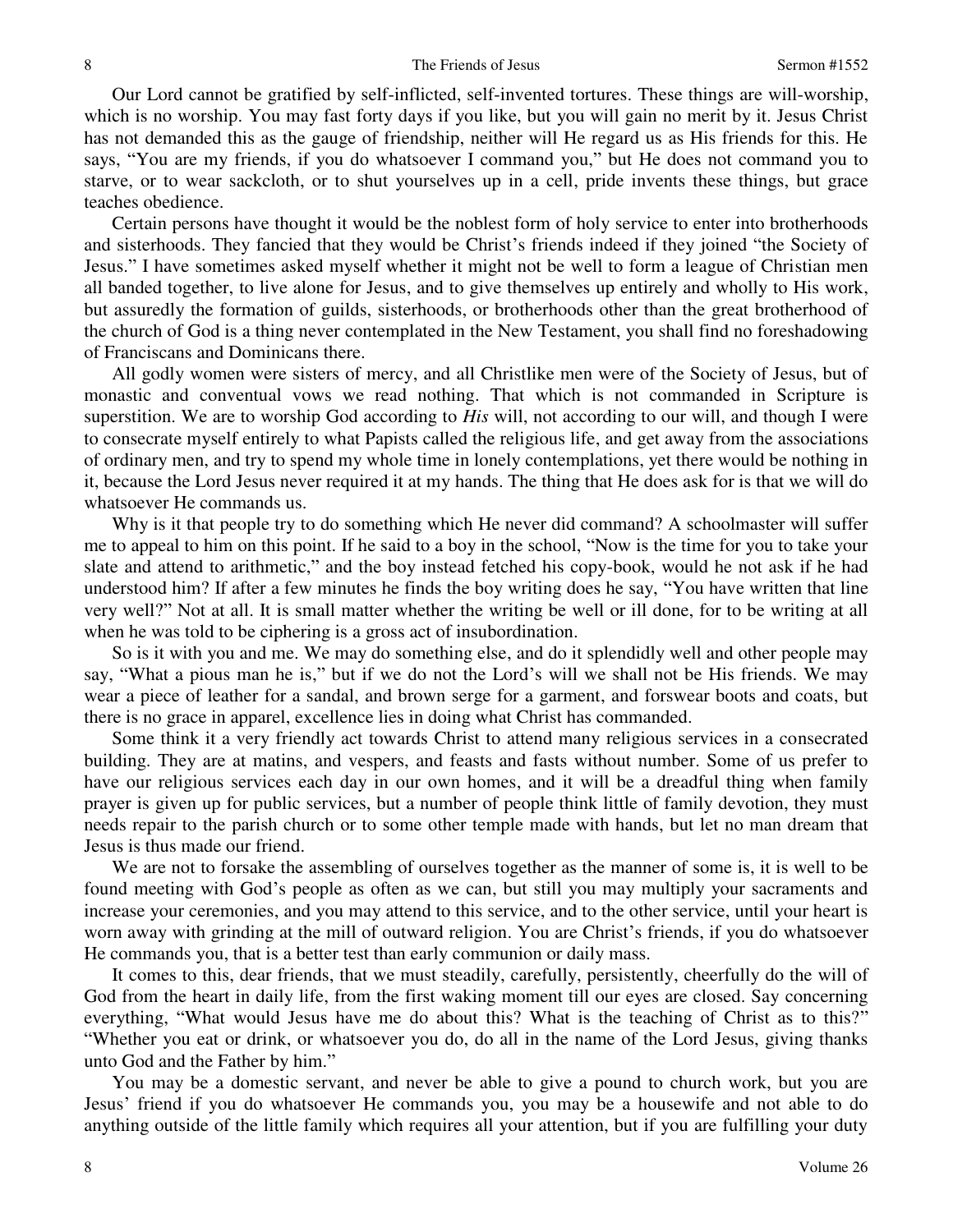Our Lord cannot be gratified by self-inflicted, self-invented tortures. These things are will-worship, which is no worship. You may fast forty days if you like, but you will gain no merit by it. Jesus Christ has not demanded this as the gauge of friendship, neither will He regard us as His friends for this. He says, "You are my friends, if you do whatsoever I command you," but He does not command you to starve, or to wear sackcloth, or to shut yourselves up in a cell, pride invents these things, but grace teaches obedience.

Certain persons have thought it would be the noblest form of holy service to enter into brotherhoods and sisterhoods. They fancied that they would be Christ's friends indeed if they joined "the Society of Jesus." I have sometimes asked myself whether it might not be well to form a league of Christian men all banded together, to live alone for Jesus, and to give themselves up entirely and wholly to His work, but assuredly the formation of guilds, sisterhoods, or brotherhoods other than the great brotherhood of the church of God is a thing never contemplated in the New Testament, you shall find no foreshadowing of Franciscans and Dominicans there.

All godly women were sisters of mercy, and all Christlike men were of the Society of Jesus, but of monastic and conventual vows we read nothing. That which is not commanded in Scripture is superstition. We are to worship God according to *His* will, not according to our will, and though I were to consecrate myself entirely to what Papists called the religious life, and get away from the associations of ordinary men, and try to spend my whole time in lonely contemplations, yet there would be nothing in it, because the Lord Jesus never required it at my hands. The thing that He does ask for is that we will do whatsoever He commands us.

Why is it that people try to do something which He never did command? A schoolmaster will suffer me to appeal to him on this point. If he said to a boy in the school, "Now is the time for you to take your slate and attend to arithmetic," and the boy instead fetched his copy-book, would he not ask if he had understood him? If after a few minutes he finds the boy writing does he say, "You have written that line very well?" Not at all. It is small matter whether the writing be well or ill done, for to be writing at all when he was told to be ciphering is a gross act of insubordination.

So is it with you and me. We may do something else, and do it splendidly well and other people may say, "What a pious man he is," but if we do not the Lord's will we shall not be His friends. We may wear a piece of leather for a sandal, and brown serge for a garment, and forswear boots and coats, but there is no grace in apparel, excellence lies in doing what Christ has commanded.

Some think it a very friendly act towards Christ to attend many religious services in a consecrated building. They are at matins, and vespers, and feasts and fasts without number. Some of us prefer to have our religious services each day in our own homes, and it will be a dreadful thing when family prayer is given up for public services, but a number of people think little of family devotion, they must needs repair to the parish church or to some other temple made with hands, but let no man dream that Jesus is thus made our friend.

We are not to forsake the assembling of ourselves together as the manner of some is, it is well to be found meeting with God's people as often as we can, but still you may multiply your sacraments and increase your ceremonies, and you may attend to this service, and to the other service, until your heart is worn away with grinding at the mill of outward religion. You are Christ's friends, if you do whatsoever He commands you, that is a better test than early communion or daily mass.

It comes to this, dear friends, that we must steadily, carefully, persistently, cheerfully do the will of God from the heart in daily life, from the first waking moment till our eyes are closed. Say concerning everything, "What would Jesus have me do about this? What is the teaching of Christ as to this?" "Whether you eat or drink, or whatsoever you do, do all in the name of the Lord Jesus, giving thanks unto God and the Father by him."

You may be a domestic servant, and never be able to give a pound to church work, but you are Jesus' friend if you do whatsoever He commands you, you may be a housewife and not able to do anything outside of the little family which requires all your attention, but if you are fulfilling your duty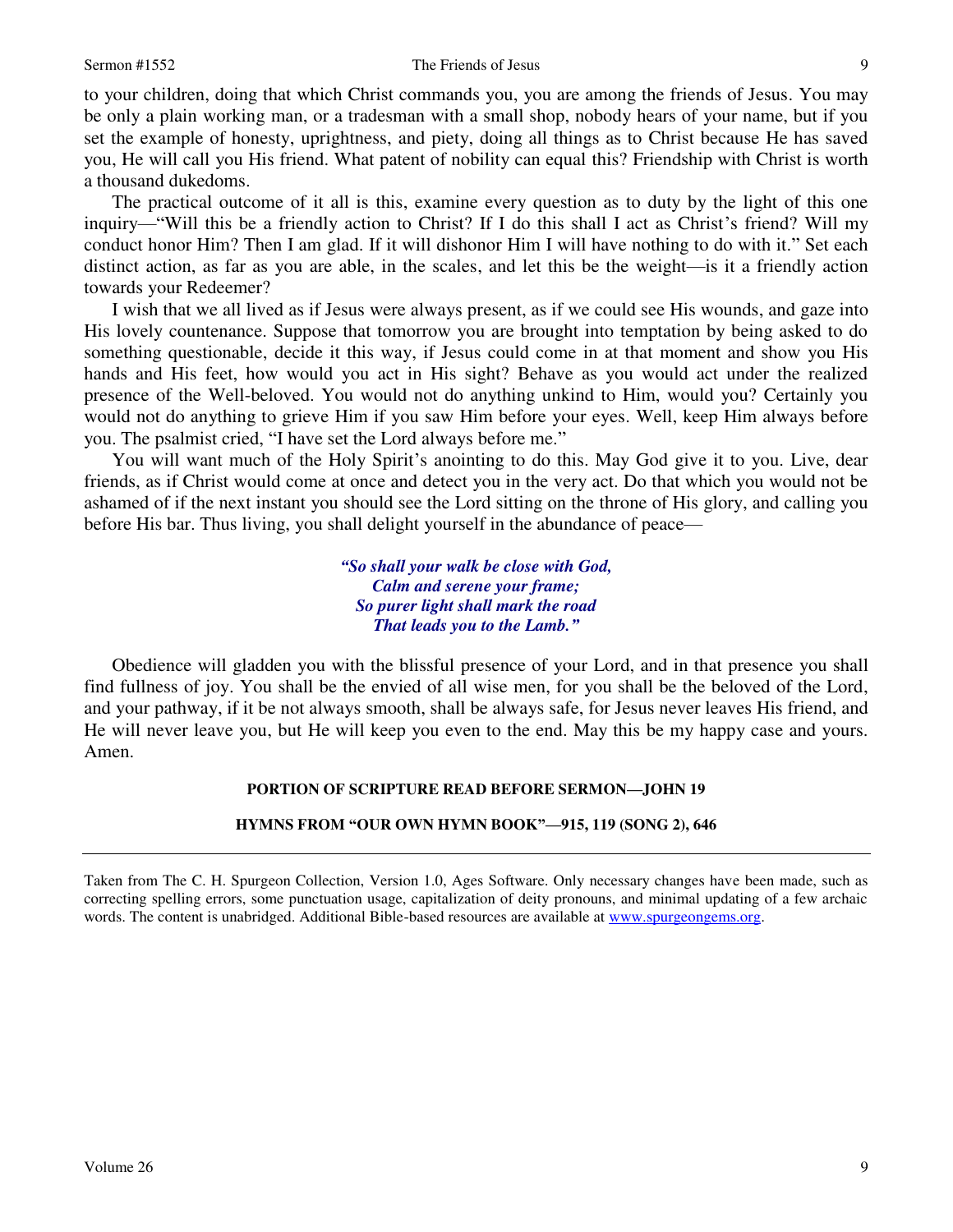to your children, doing that which Christ commands you, you are among the friends of Jesus. You may be only a plain working man, or a tradesman with a small shop, nobody hears of your name, but if you set the example of honesty, uprightness, and piety, doing all things as to Christ because He has saved you, He will call you His friend. What patent of nobility can equal this? Friendship with Christ is worth a thousand dukedoms.

The practical outcome of it all is this, examine every question as to duty by the light of this one inquiry—"Will this be a friendly action to Christ? If I do this shall I act as Christ's friend? Will my conduct honor Him? Then I am glad. If it will dishonor Him I will have nothing to do with it." Set each distinct action, as far as you are able, in the scales, and let this be the weight—is it a friendly action towards your Redeemer?

I wish that we all lived as if Jesus were always present, as if we could see His wounds, and gaze into His lovely countenance. Suppose that tomorrow you are brought into temptation by being asked to do something questionable, decide it this way, if Jesus could come in at that moment and show you His hands and His feet, how would you act in His sight? Behave as you would act under the realized presence of the Well-beloved. You would not do anything unkind to Him, would you? Certainly you would not do anything to grieve Him if you saw Him before your eyes. Well, keep Him always before you. The psalmist cried, "I have set the Lord always before me."

You will want much of the Holy Spirit's anointing to do this. May God give it to you. Live, dear friends, as if Christ would come at once and detect you in the very act. Do that which you would not be ashamed of if the next instant you should see the Lord sitting on the throne of His glory, and calling you before His bar. Thus living, you shall delight yourself in the abundance of peace—

> ***"So shall your walk be close with God,***
> ***Calm and serene your frame;***
> ***So purer light shall mark the road***
> ***That leads you to the Lamb."***

Obedience will gladden you with the blissful presence of your Lord, and in that presence you shall find fullness of joy. You shall be the envied of all wise men, for you shall be the beloved of the Lord, and your pathway, if it be not always smooth, shall be always safe, for Jesus never leaves His friend, and He will never leave you, but He will keep you even to the end. May this be my happy case and yours. Amen.

**PORTION OF SCRIPTURE READ BEFORE SERMON—JOHN 19**

**HYMNS FROM "OUR OWN HYMN BOOK"—915, 119 (SONG 2), 646**

---

Taken from The C. H. Spurgeon Collection, Version 1.0, Ages Software. Only necessary changes have been made, such as correcting spelling errors, some punctuation usage, capitalization of deity pronouns, and minimal updating of a few archaic words. The content is unabridged. Additional Bible-based resources are available at www.spurgeongems.org.